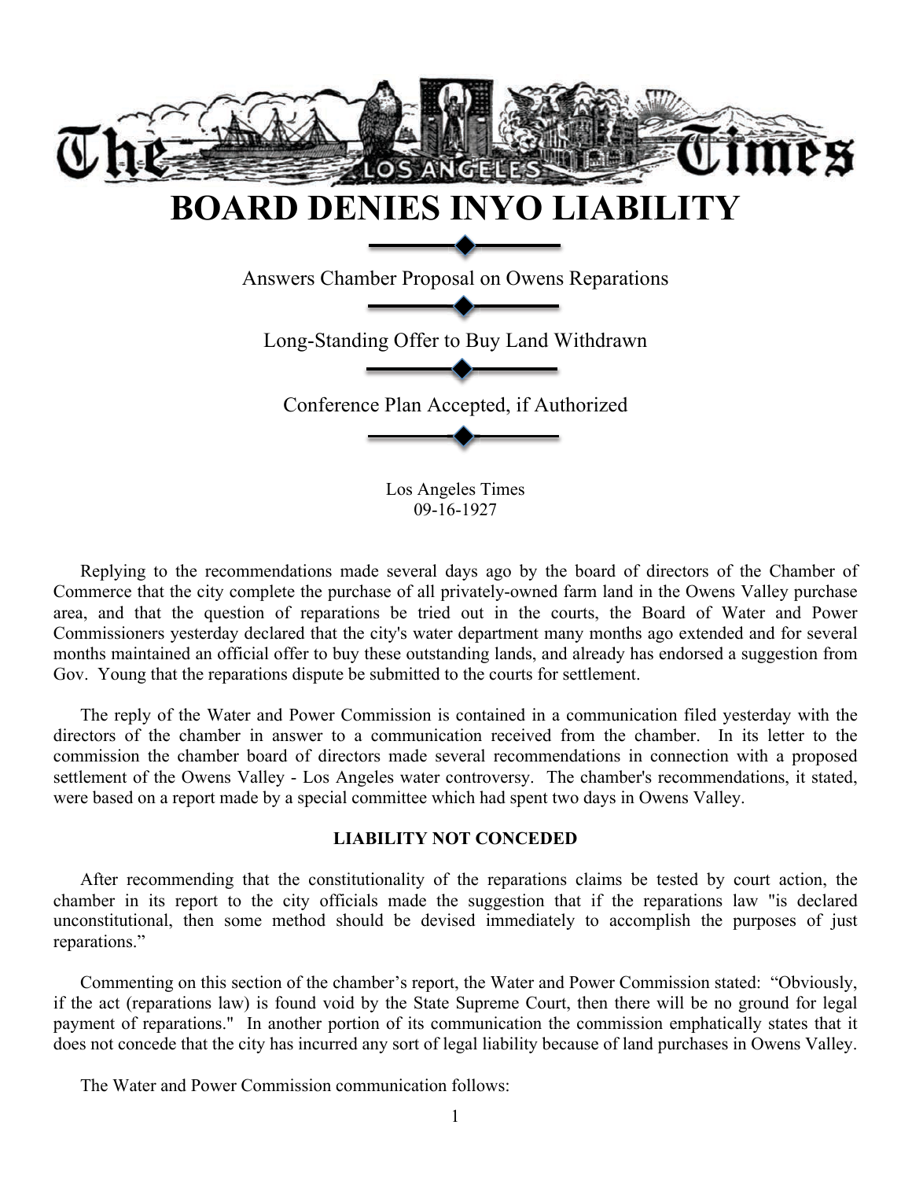# BOARD DENIES INYO LIABILITY

Answers Chamber Proposal on Owens Reparations

Long-Standing Offer to Buy Land Withdrawn

Conference Plan Accepted, if Authorized

Los Angeles Times
09-16-1927

Replying to the recommendations made several days ago by the board of directors of the Chamber of Commerce that the city complete the purchase of all privately-owned farm land in the Owens Valley purchase area, and that the question of reparations be tried out in the courts, the Board of Water and Power Commissioners yesterday declared that the city's water department many months ago extended and for several months maintained an official offer to buy these outstanding lands, and already has endorsed a suggestion from Gov. Young that the reparations dispute be submitted to the courts for settlement.

The reply of the Water and Power Commission is contained in a communication filed yesterday with the directors of the chamber in answer to a communication received from the chamber. In its letter to the commission the chamber board of directors made several recommendations in connection with a proposed settlement of the Owens Valley - Los Angeles water controversy. The chamber's recommendations, it stated, were based on a report made by a special committee which had spent two days in Owens Valley.

**LIABILITY NOT CONCEDED**

After recommending that the constitutionality of the reparations claims be tested by court action, the chamber in its report to the city officials made the suggestion that if the reparations law "is declared unconstitutional, then some method should be devised immediately to accomplish the purposes of just reparations."

Commenting on this section of the chamber's report, the Water and Power Commission stated: "Obviously, if the act (reparations law) is found void by the State Supreme Court, then there will be no ground for legal payment of reparations." In another portion of its communication the commission emphatically states that it does not concede that the city has incurred any sort of legal liability because of land purchases in Owens Valley.

The Water and Power Commission communication follows: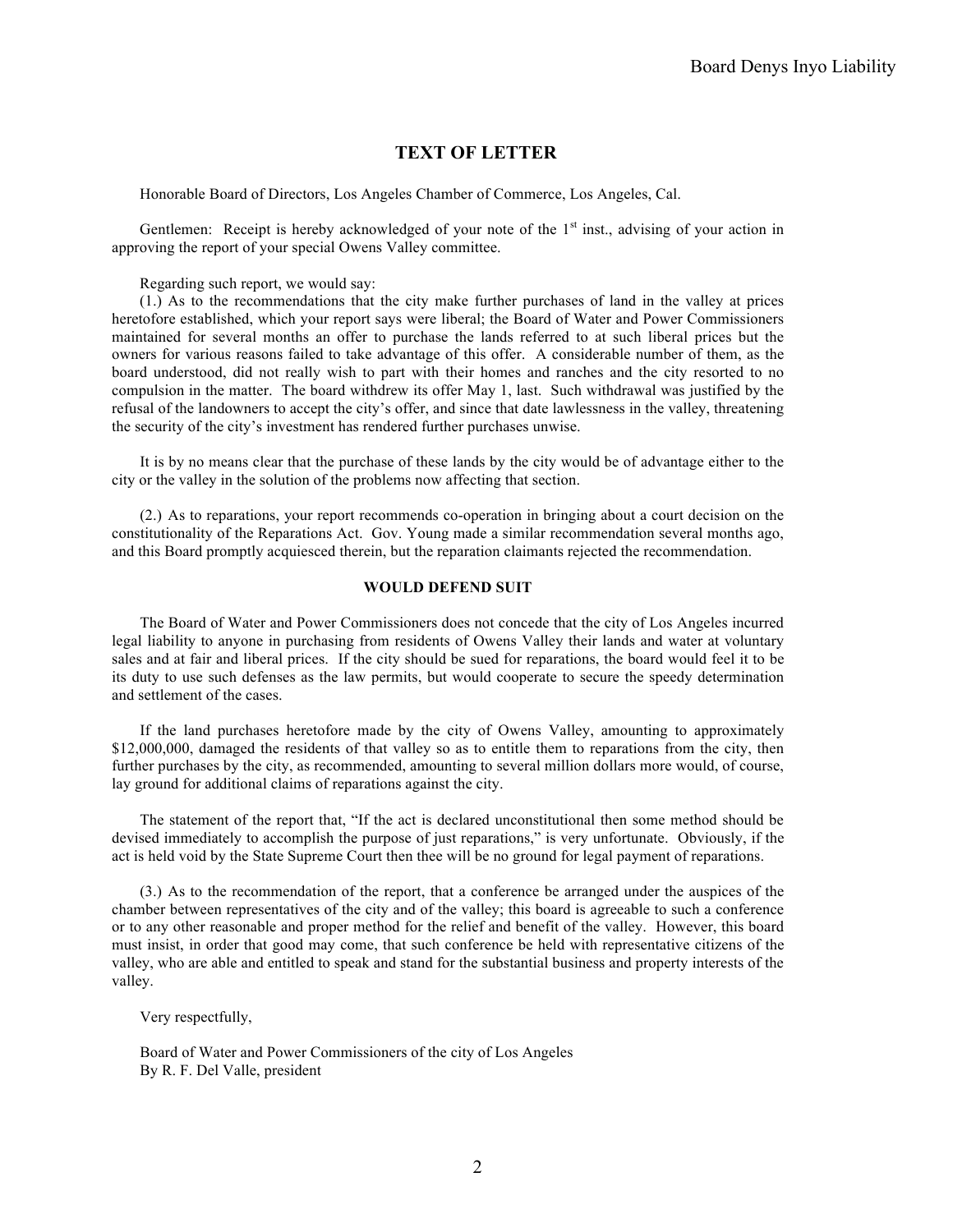## TEXT OF LETTER

Honorable Board of Directors, Los Angeles Chamber of Commerce, Los Angeles, Cal.

Gentlemen: Receipt is hereby acknowledged of your note of the 1st inst., advising of your action in approving the report of your special Owens Valley committee.

Regarding such report, we would say:

(1.) As to the recommendations that the city make further purchases of land in the valley at prices heretofore established, which your report says were liberal; the Board of Water and Power Commissioners maintained for several months an offer to purchase the lands referred to at such liberal prices but the owners for various reasons failed to take advantage of this offer. A considerable number of them, as the board understood, did not really wish to part with their homes and ranches and the city resorted to no compulsion in the matter. The board withdrew its offer May 1, last. Such withdrawal was justified by the refusal of the landowners to accept the city's offer, and since that date lawlessness in the valley, threatening the security of the city's investment has rendered further purchases unwise.

It is by no means clear that the purchase of these lands by the city would be of advantage either to the city or the valley in the solution of the problems now affecting that section.

(2.) As to reparations, your report recommends co-operation in bringing about a court decision on the constitutionality of the Reparations Act. Gov. Young made a similar recommendation several months ago, and this Board promptly acquiesced therein, but the reparation claimants rejected the recommendation.

#### WOULD DEFEND SUIT

The Board of Water and Power Commissioners does not concede that the city of Los Angeles incurred legal liability to anyone in purchasing from residents of Owens Valley their lands and water at voluntary sales and at fair and liberal prices. If the city should be sued for reparations, the board would feel it to be its duty to use such defenses as the law permits, but would cooperate to secure the speedy determination and settlement of the cases.

If the land purchases heretofore made by the city of Owens Valley, amounting to approximately $12,000,000, damaged the residents of that valley so as to entitle them to reparations from the city, then further purchases by the city, as recommended, amounting to several million dollars more would, of course, lay ground for additional claims of reparations against the city.

The statement of the report that, "If the act is declared unconstitutional then some method should be devised immediately to accomplish the purpose of just reparations," is very unfortunate. Obviously, if the act is held void by the State Supreme Court then thee will be no ground for legal payment of reparations.

(3.) As to the recommendation of the report, that a conference be arranged under the auspices of the chamber between representatives of the city and of the valley; this board is agreeable to such a conference or to any other reasonable and proper method for the relief and benefit of the valley. However, this board must insist, in order that good may come, that such conference be held with representative citizens of the valley, who are able and entitled to speak and stand for the substantial business and property interests of the valley.

Very respectfully,

Board of Water and Power Commissioners of the city of Los Angeles
By R. F. Del Valle, president